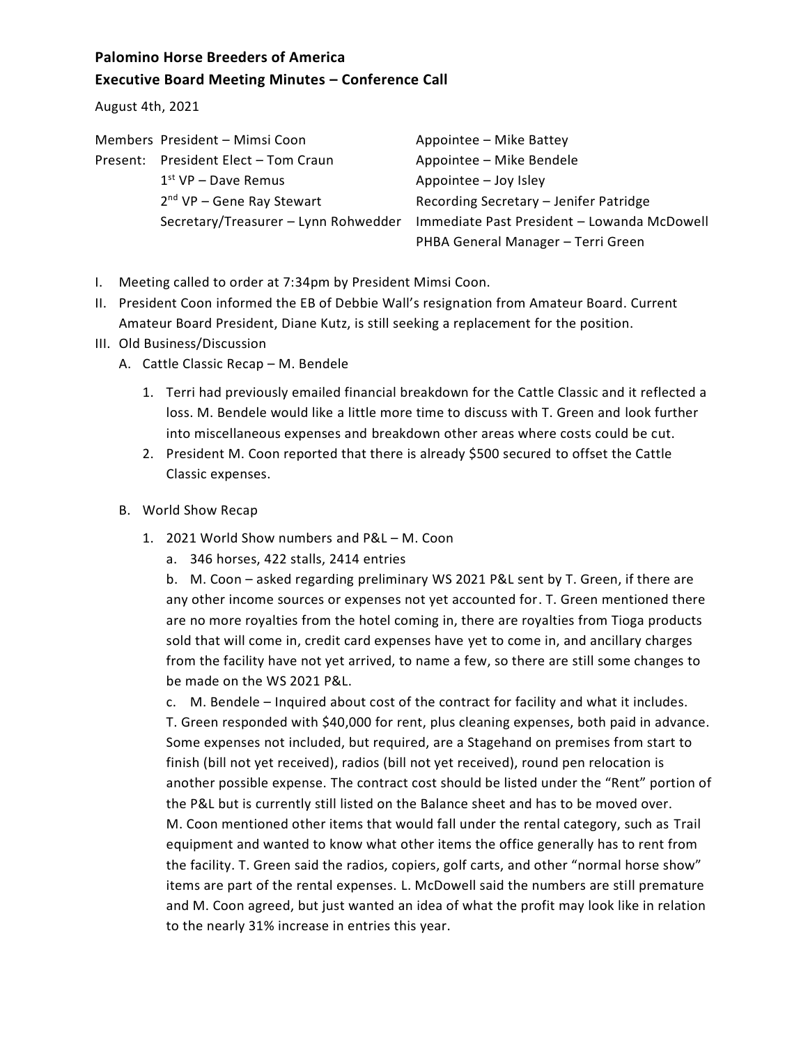**Palomino Horse Breeders of America**

**Executive Board Meeting Minutes – Conference Call**

August 4th, 2021

| Members Present: | |
|---|---|
| President – Mimsi Coon | Appointee – Mike Battey |
| President Elect – Tom Craun | Appointee – Mike Bendele |
| 1st VP – Dave Remus | Appointee – Joy Isley |
| 2nd VP – Gene Ray Stewart | Recording Secretary – Jenifer Patridge |
| Secretary/Treasurer – Lynn Rohwedder | Immediate Past President – Lowanda McDowell |
| | PHBA General Manager – Terri Green |

I. Meeting called to order at 7:34pm by President Mimsi Coon.

II. President Coon informed the EB of Debbie Wall's resignation from Amateur Board. Current Amateur Board President, Diane Kutz, is still seeking a replacement for the position.

III. Old Business/Discussion

A. Cattle Classic Recap – M. Bendele

1. Terri had previously emailed financial breakdown for the Cattle Classic and it reflected a loss. M. Bendele would like a little more time to discuss with T. Green and look further into miscellaneous expenses and breakdown other areas where costs could be cut.
2. President M. Coon reported that there is already $500 secured to offset the Cattle Classic expenses.

B. World Show Recap

1. 2021 World Show numbers and P&L – M. Coon

a. 346 horses, 422 stalls, 2414 entries

b. M. Coon – asked regarding preliminary WS 2021 P&L sent by T. Green, if there are any other income sources or expenses not yet accounted for. T. Green mentioned there are no more royalties from the hotel coming in, there are royalties from Tioga products sold that will come in, credit card expenses have yet to come in, and ancillary charges from the facility have not yet arrived, to name a few, so there are still some changes to be made on the WS 2021 P&L.

c. M. Bendele – Inquired about cost of the contract for facility and what it includes. T. Green responded with $40,000 for rent, plus cleaning expenses, both paid in advance. Some expenses not included, but required, are a Stagehand on premises from start to finish (bill not yet received), radios (bill not yet received), round pen relocation is another possible expense. The contract cost should be listed under the "Rent" portion of the P&L but is currently still listed on the Balance sheet and has to be moved over. M. Coon mentioned other items that would fall under the rental category, such as Trail equipment and wanted to know what other items the office generally has to rent from the facility. T. Green said the radios, copiers, golf carts, and other "normal horse show" items are part of the rental expenses. L. McDowell said the numbers are still premature and M. Coon agreed, but just wanted an idea of what the profit may look like in relation to the nearly 31% increase in entries this year.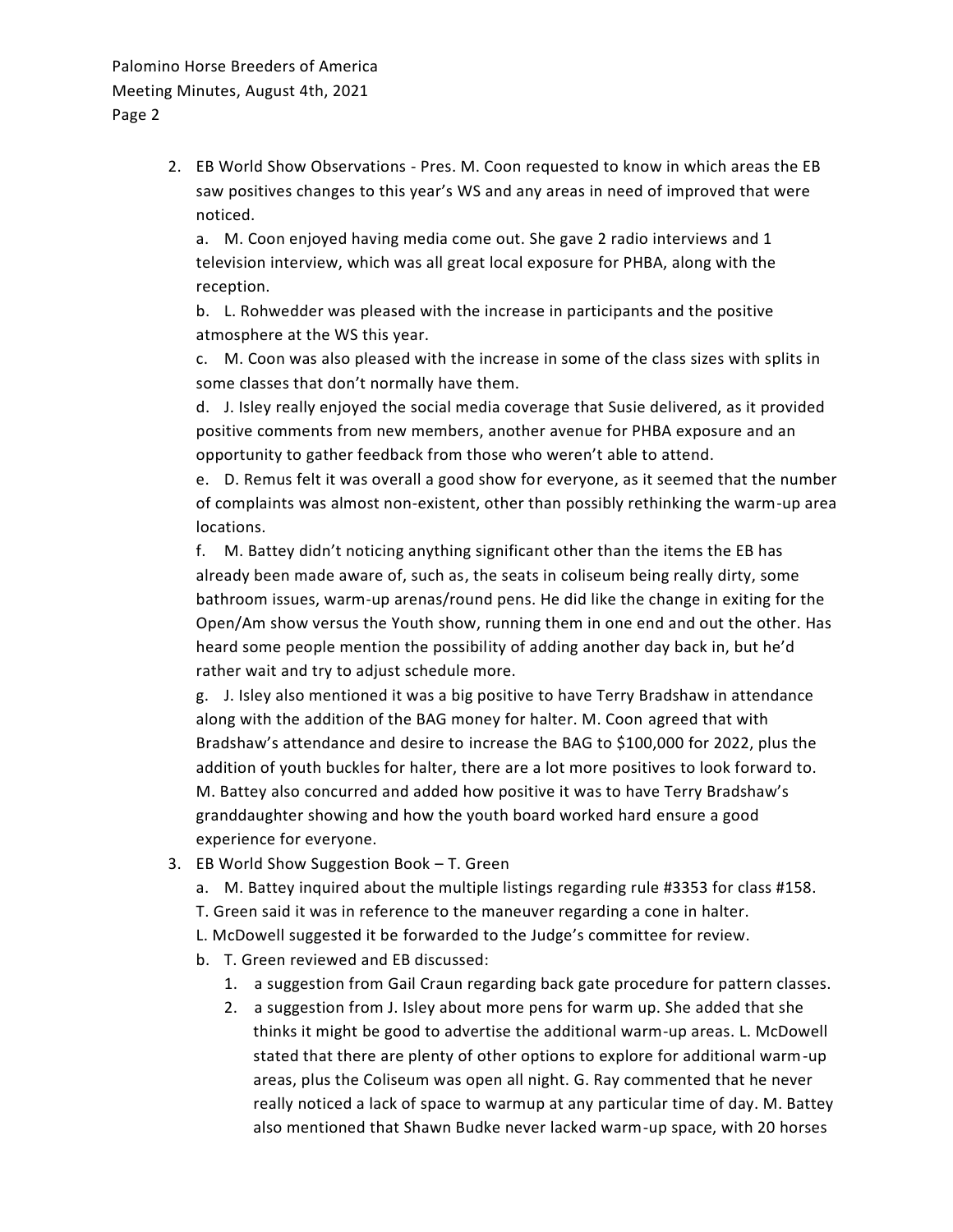2. EB World Show Observations - Pres. M. Coon requested to know in which areas the EB saw positives changes to this year's WS and any areas in need of improved that were noticed.

   a. M. Coon enjoyed having media come out. She gave 2 radio interviews and 1 television interview, which was all great local exposure for PHBA, along with the reception.

   b. L. Rohwedder was pleased with the increase in participants and the positive atmosphere at the WS this year.

   c. M. Coon was also pleased with the increase in some of the class sizes with splits in some classes that don't normally have them.

   d. J. Isley really enjoyed the social media coverage that Susie delivered, as it provided positive comments from new members, another avenue for PHBA exposure and an opportunity to gather feedback from those who weren't able to attend.

   e. D. Remus felt it was overall a good show for everyone, as it seemed that the number of complaints was almost non-existent, other than possibly rethinking the warm-up area locations.

   f. M. Battey didn't noticing anything significant other than the items the EB has already been made aware of, such as, the seats in coliseum being really dirty, some bathroom issues, warm-up arenas/round pens. He did like the change in exiting for the Open/Am show versus the Youth show, running them in one end and out the other. Has heard some people mention the possibility of adding another day back in, but he'd rather wait and try to adjust schedule more.

   g. J. Isley also mentioned it was a big positive to have Terry Bradshaw in attendance along with the addition of the BAG money for halter. M. Coon agreed that with Bradshaw's attendance and desire to increase the BAG to $100,000 for 2022, plus the addition of youth buckles for halter, there are a lot more positives to look forward to. M. Battey also concurred and added how positive it was to have Terry Bradshaw's granddaughter showing and how the youth board worked hard ensure a good experience for everyone.

3. EB World Show Suggestion Book – T. Green

   a. M. Battey inquired about the multiple listings regarding rule #3353 for class #158. T. Green said it was in reference to the maneuver regarding a cone in halter. L. McDowell suggested it be forwarded to the Judge's committee for review.

   b. T. Green reviewed and EB discussed:

      1. a suggestion from Gail Craun regarding back gate procedure for pattern classes.
      2. a suggestion from J. Isley about more pens for warm up. She added that she thinks it might be good to advertise the additional warm-up areas. L. McDowell stated that there are plenty of other options to explore for additional warm-up areas, plus the Coliseum was open all night. G. Ray commented that he never really noticed a lack of space to warmup at any particular time of day. M. Battey also mentioned that Shawn Budke never lacked warm-up space, with 20 horses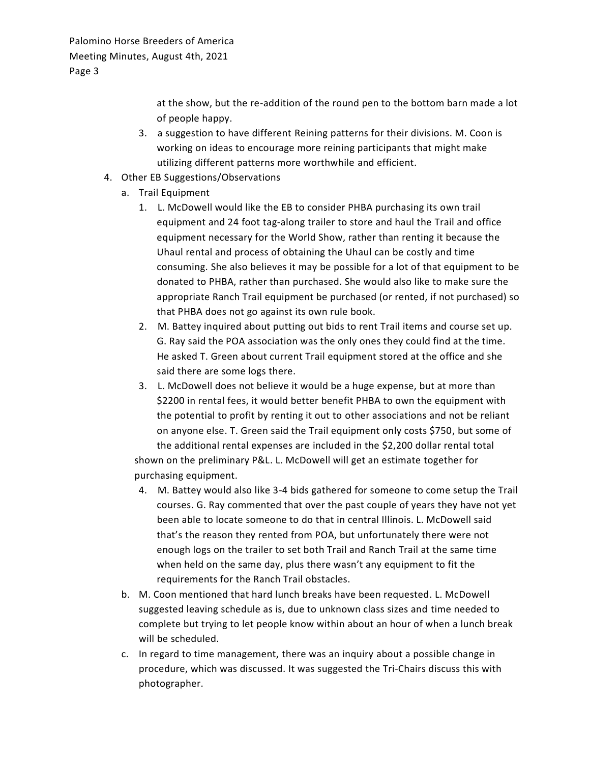at the show, but the re-addition of the round pen to the bottom barn made a lot of people happy.

3. a suggestion to have different Reining patterns for their divisions. M. Coon is working on ideas to encourage more reining participants that might make utilizing different patterns more worthwhile and efficient.

4. Other EB Suggestions/Observations
   a. Trail Equipment
      1. L. McDowell would like the EB to consider PHBA purchasing its own trail equipment and 24 foot tag-along trailer to store and haul the Trail and office equipment necessary for the World Show, rather than renting it because the Uhaul rental and process of obtaining the Uhaul can be costly and time consuming. She also believes it may be possible for a lot of that equipment to be donated to PHBA, rather than purchased. She would also like to make sure the appropriate Ranch Trail equipment be purchased (or rented, if not purchased) so that PHBA does not go against its own rule book.
      2. M. Battey inquired about putting out bids to rent Trail items and course set up. G. Ray said the POA association was the only ones they could find at the time. He asked T. Green about current Trail equipment stored at the office and she said there are some logs there.
      3. L. McDowell does not believe it would be a huge expense, but at more than $2200 in rental fees, it would better benefit PHBA to own the equipment with the potential to profit by renting it out to other associations and not be reliant on anyone else. T. Green said the Trail equipment only costs $750, but some of the additional rental expenses are included in the $2,200 dollar rental total shown on the preliminary P&L. L. McDowell will get an estimate together for purchasing equipment.
      4. M. Battey would also like 3-4 bids gathered for someone to come setup the Trail courses. G. Ray commented that over the past couple of years they have not yet been able to locate someone to do that in central Illinois. L. McDowell said that's the reason they rented from POA, but unfortunately there were not enough logs on the trailer to set both Trail and Ranch Trail at the same time when held on the same day, plus there wasn't any equipment to fit the requirements for the Ranch Trail obstacles.
   b. M. Coon mentioned that hard lunch breaks have been requested. L. McDowell suggested leaving schedule as is, due to unknown class sizes and time needed to complete but trying to let people know within about an hour of when a lunch break will be scheduled.
   c. In regard to time management, there was an inquiry about a possible change in procedure, which was discussed. It was suggested the Tri-Chairs discuss this with photographer.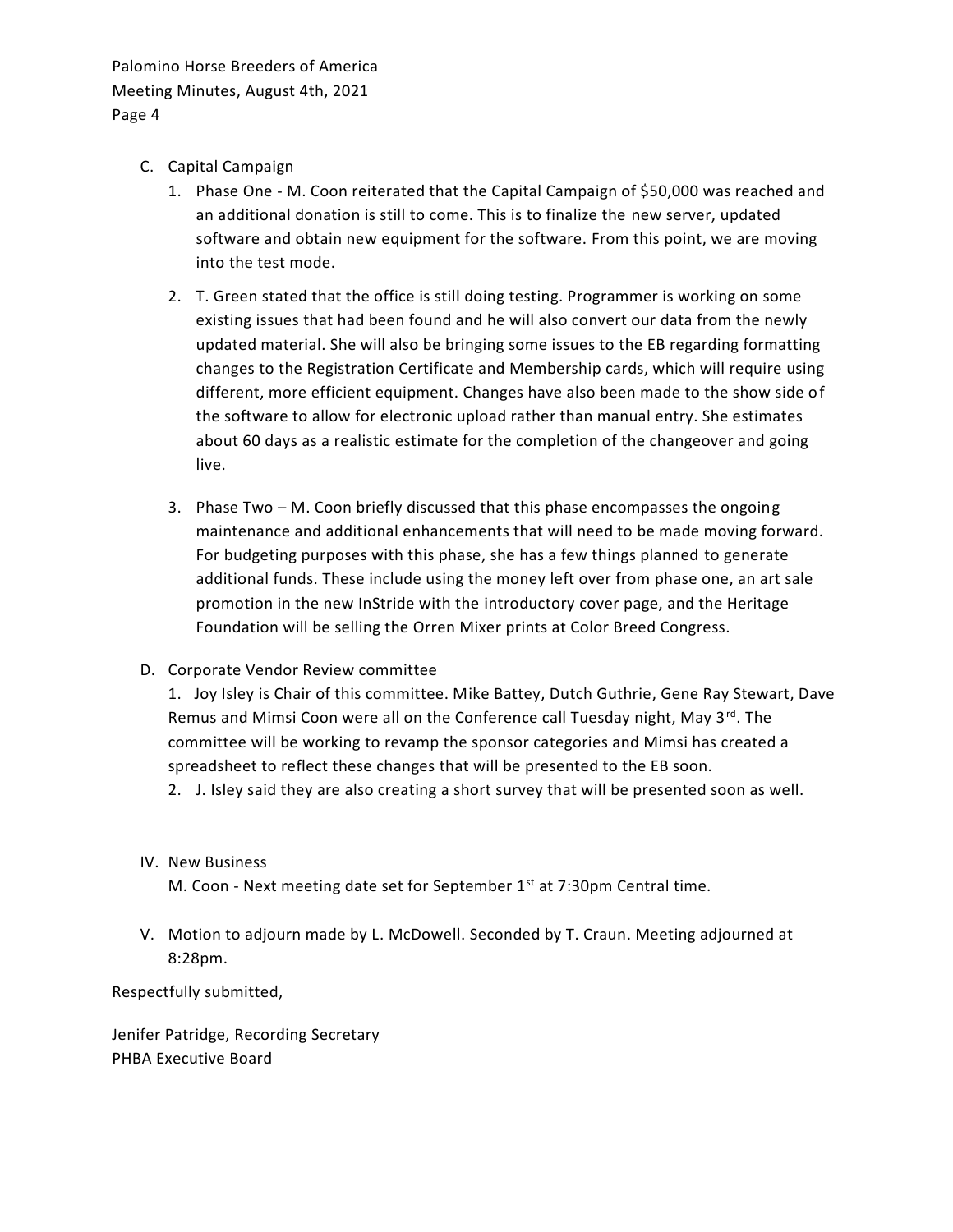C. Capital Campaign

1. Phase One - M. Coon reiterated that the Capital Campaign of $50,000 was reached and an additional donation is still to come. This is to finalize the new server, updated software and obtain new equipment for the software. From this point, we are moving into the test mode.

2. T. Green stated that the office is still doing testing. Programmer is working on some existing issues that had been found and he will also convert our data from the newly updated material. She will also be bringing some issues to the EB regarding formatting changes to the Registration Certificate and Membership cards, which will require using different, more efficient equipment. Changes have also been made to the show side of the software to allow for electronic upload rather than manual entry. She estimates about 60 days as a realistic estimate for the completion of the changeover and going live.

3. Phase Two – M. Coon briefly discussed that this phase encompasses the ongoing maintenance and additional enhancements that will need to be made moving forward. For budgeting purposes with this phase, she has a few things planned to generate additional funds. These include using the money left over from phase one, an art sale promotion in the new InStride with the introductory cover page, and the Heritage Foundation will be selling the Orren Mixer prints at Color Breed Congress.

D. Corporate Vendor Review committee

1. Joy Isley is Chair of this committee. Mike Battey, Dutch Guthrie, Gene Ray Stewart, Dave Remus and Mimsi Coon were all on the Conference call Tuesday night, May 3rd. The committee will be working to revamp the sponsor categories and Mimsi has created a spreadsheet to reflect these changes that will be presented to the EB soon.
2. J. Isley said they are also creating a short survey that will be presented soon as well.

IV. New Business

M. Coon - Next meeting date set for September 1st at 7:30pm Central time.

V. Motion to adjourn made by L. McDowell. Seconded by T. Craun. Meeting adjourned at 8:28pm.

Respectfully submitted,

Jenifer Patridge, Recording Secretary
PHBA Executive Board